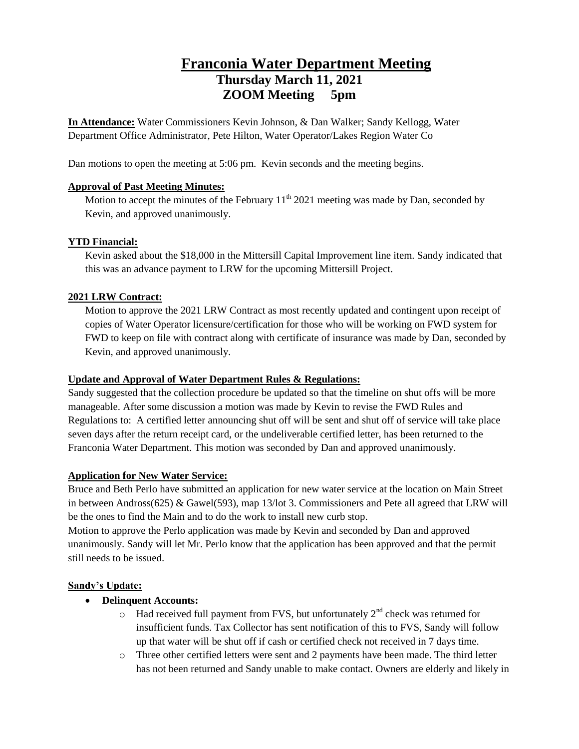# Franconia Water Department Meeting

## Thursday March 11, 2021

## ZOOM Meeting 5pm

**In Attendance:** Water Commissioners Kevin Johnson, & Dan Walker; Sandy Kellogg, Water Department Office Administrator, Pete Hilton, Water Operator/Lakes Region Water Co

Dan motions to open the meeting at 5:06 pm. Kevin seconds and the meeting begins.

**Approval of Past Meeting Minutes:**

Motion to accept the minutes of the February 11th 2021 meeting was made by Dan, seconded by Kevin, and approved unanimously.

**YTD Financial:**

Kevin asked about the $18,000 in the Mittersill Capital Improvement line item. Sandy indicated that this was an advance payment to LRW for the upcoming Mittersill Project.

**2021 LRW Contract:**

Motion to approve the 2021 LRW Contract as most recently updated and contingent upon receipt of copies of Water Operator licensure/certification for those who will be working on FWD system for FWD to keep on file with contract along with certificate of insurance was made by Dan, seconded by Kevin, and approved unanimously.

**Update and Approval of Water Department Rules & Regulations:**

Sandy suggested that the collection procedure be updated so that the timeline on shut offs will be more manageable. After some discussion a motion was made by Kevin to revise the FWD Rules and Regulations to: A certified letter announcing shut off will be sent and shut off of service will take place seven days after the return receipt card, or the undeliverable certified letter, has been returned to the Franconia Water Department. This motion was seconded by Dan and approved unanimously.

**Application for New Water Service:**

Bruce and Beth Perlo have submitted an application for new water service at the location on Main Street in between Andross(625) & Gawel(593), map 13/lot 3. Commissioners and Pete all agreed that LRW will be the ones to find the Main and to do the work to install new curb stop.

Motion to approve the Perlo application was made by Kevin and seconded by Dan and approved unanimously. Sandy will let Mr. Perlo know that the application has been approved and that the permit still needs to be issued.

**Sandy's Update:**

- **Delinquent Accounts:**
  - Had received full payment from FVS, but unfortunately 2nd check was returned for insufficient funds. Tax Collector has sent notification of this to FVS, Sandy will follow up that water will be shut off if cash or certified check not received in 7 days time.
  - Three other certified letters were sent and 2 payments have been made. The third letter has not been returned and Sandy unable to make contact. Owners are elderly and likely in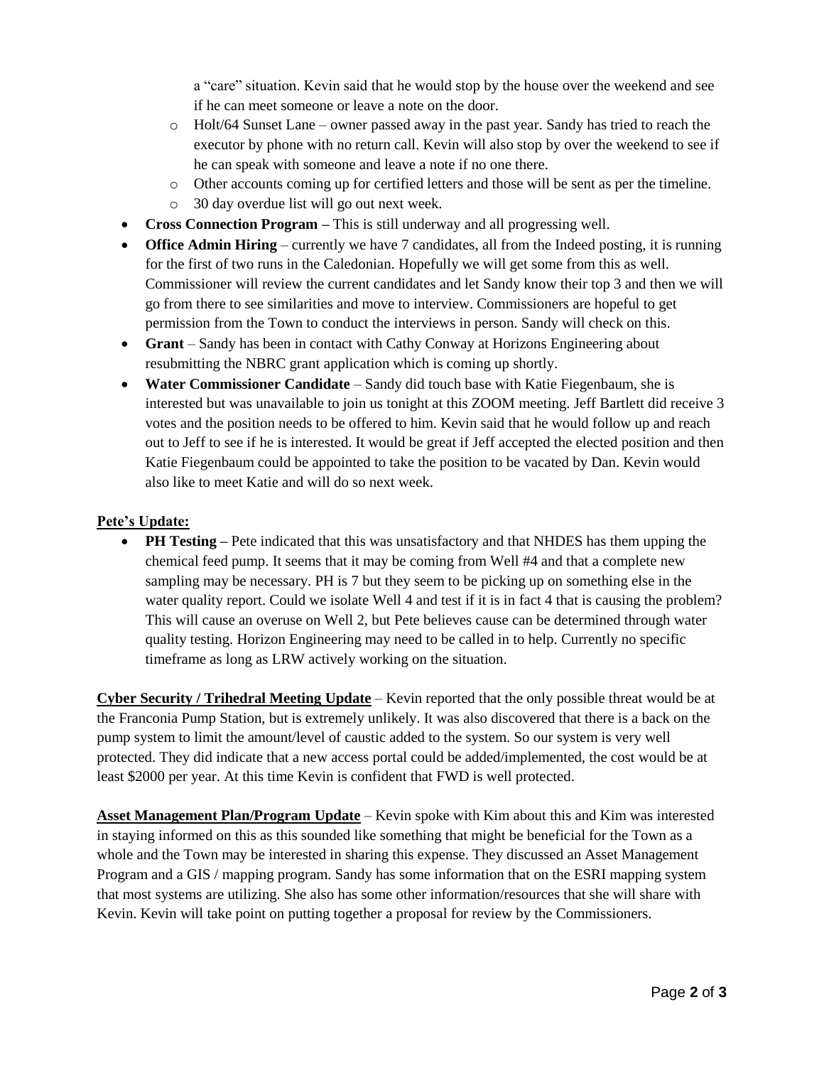- a "care" situation. Kevin said that he would stop by the house over the weekend and see if he can meet someone or leave a note on the door.
  - Holt/64 Sunset Lane – owner passed away in the past year. Sandy has tried to reach the executor by phone with no return call. Kevin will also stop by over the weekend to see if he can speak with someone and leave a note if no one there.
  - Other accounts coming up for certified letters and those will be sent as per the timeline.
  - 30 day overdue list will go out next week.
- **Cross Connection Program –** This is still underway and all progressing well.
- **Office Admin Hiring** – currently we have 7 candidates, all from the Indeed posting, it is running for the first of two runs in the Caledonian. Hopefully we will get some from this as well. Commissioner will review the current candidates and let Sandy know their top 3 and then we will go from there to see similarities and move to interview. Commissioners are hopeful to get permission from the Town to conduct the interviews in person. Sandy will check on this.
- **Grant** – Sandy has been in contact with Cathy Conway at Horizons Engineering about resubmitting the NBRC grant application which is coming up shortly.
- **Water Commissioner Candidate** – Sandy did touch base with Katie Fiegenbaum, she is interested but was unavailable to join us tonight at this ZOOM meeting. Jeff Bartlett did receive 3 votes and the position needs to be offered to him. Kevin said that he would follow up and reach out to Jeff to see if he is interested. It would be great if Jeff accepted the elected position and then Katie Fiegenbaum could be appointed to take the position to be vacated by Dan. Kevin would also like to meet Katie and will do so next week.

**Pete's Update:**

- **PH Testing –** Pete indicated that this was unsatisfactory and that NHDES has them upping the chemical feed pump. It seems that it may be coming from Well #4 and that a complete new sampling may be necessary. PH is 7 but they seem to be picking up on something else in the water quality report. Could we isolate Well 4 and test if it is in fact 4 that is causing the problem? This will cause an overuse on Well 2, but Pete believes cause can be determined through water quality testing. Horizon Engineering may need to be called in to help. Currently no specific timeframe as long as LRW actively working on the situation.

**Cyber Security / Trihedral Meeting Update** – Kevin reported that the only possible threat would be at the Franconia Pump Station, but is extremely unlikely. It was also discovered that there is a back on the pump system to limit the amount/level of caustic added to the system. So our system is very well protected. They did indicate that a new access portal could be added/implemented, the cost would be at least $2000 per year. At this time Kevin is confident that FWD is well protected.

**Asset Management Plan/Program Update** – Kevin spoke with Kim about this and Kim was interested in staying informed on this as this sounded like something that might be beneficial for the Town as a whole and the Town may be interested in sharing this expense. They discussed an Asset Management Program and a GIS / mapping program. Sandy has some information that on the ESRI mapping system that most systems are utilizing. She also has some other information/resources that she will share with Kevin. Kevin will take point on putting together a proposal for review by the Commissioners.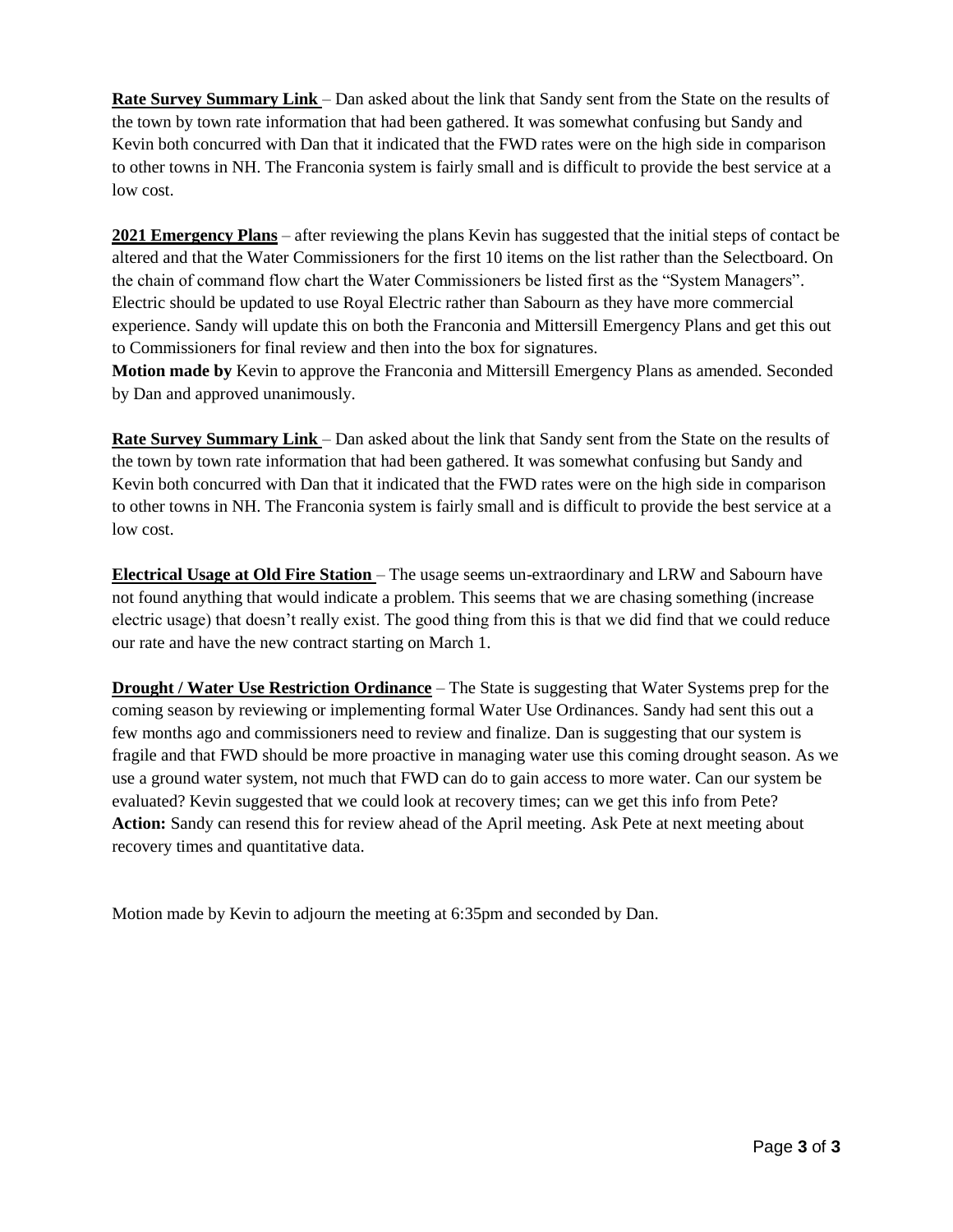**Rate Survey Summary Link** – Dan asked about the link that Sandy sent from the State on the results of the town by town rate information that had been gathered. It was somewhat confusing but Sandy and Kevin both concurred with Dan that it indicated that the FWD rates were on the high side in comparison to other towns in NH. The Franconia system is fairly small and is difficult to provide the best service at a low cost.

**2021 Emergency Plans** – after reviewing the plans Kevin has suggested that the initial steps of contact be altered and that the Water Commissioners for the first 10 items on the list rather than the Selectboard. On the chain of command flow chart the Water Commissioners be listed first as the "System Managers". Electric should be updated to use Royal Electric rather than Sabourn as they have more commercial experience. Sandy will update this on both the Franconia and Mittersill Emergency Plans and get this out to Commissioners for final review and then into the box for signatures.
**Motion made by** Kevin to approve the Franconia and Mittersill Emergency Plans as amended. Seconded by Dan and approved unanimously.

**Rate Survey Summary Link** – Dan asked about the link that Sandy sent from the State on the results of the town by town rate information that had been gathered. It was somewhat confusing but Sandy and Kevin both concurred with Dan that it indicated that the FWD rates were on the high side in comparison to other towns in NH. The Franconia system is fairly small and is difficult to provide the best service at a low cost.

**Electrical Usage at Old Fire Station** – The usage seems un-extraordinary and LRW and Sabourn have not found anything that would indicate a problem. This seems that we are chasing something (increase electric usage) that doesn't really exist. The good thing from this is that we did find that we could reduce our rate and have the new contract starting on March 1.

**Drought / Water Use Restriction Ordinance** – The State is suggesting that Water Systems prep for the coming season by reviewing or implementing formal Water Use Ordinances. Sandy had sent this out a few months ago and commissioners need to review and finalize. Dan is suggesting that our system is fragile and that FWD should be more proactive in managing water use this coming drought season. As we use a ground water system, not much that FWD can do to gain access to more water. Can our system be evaluated? Kevin suggested that we could look at recovery times; can we get this info from Pete?
**Action:** Sandy can resend this for review ahead of the April meeting. Ask Pete at next meeting about recovery times and quantitative data.

Motion made by Kevin to adjourn the meeting at 6:35pm and seconded by Dan.